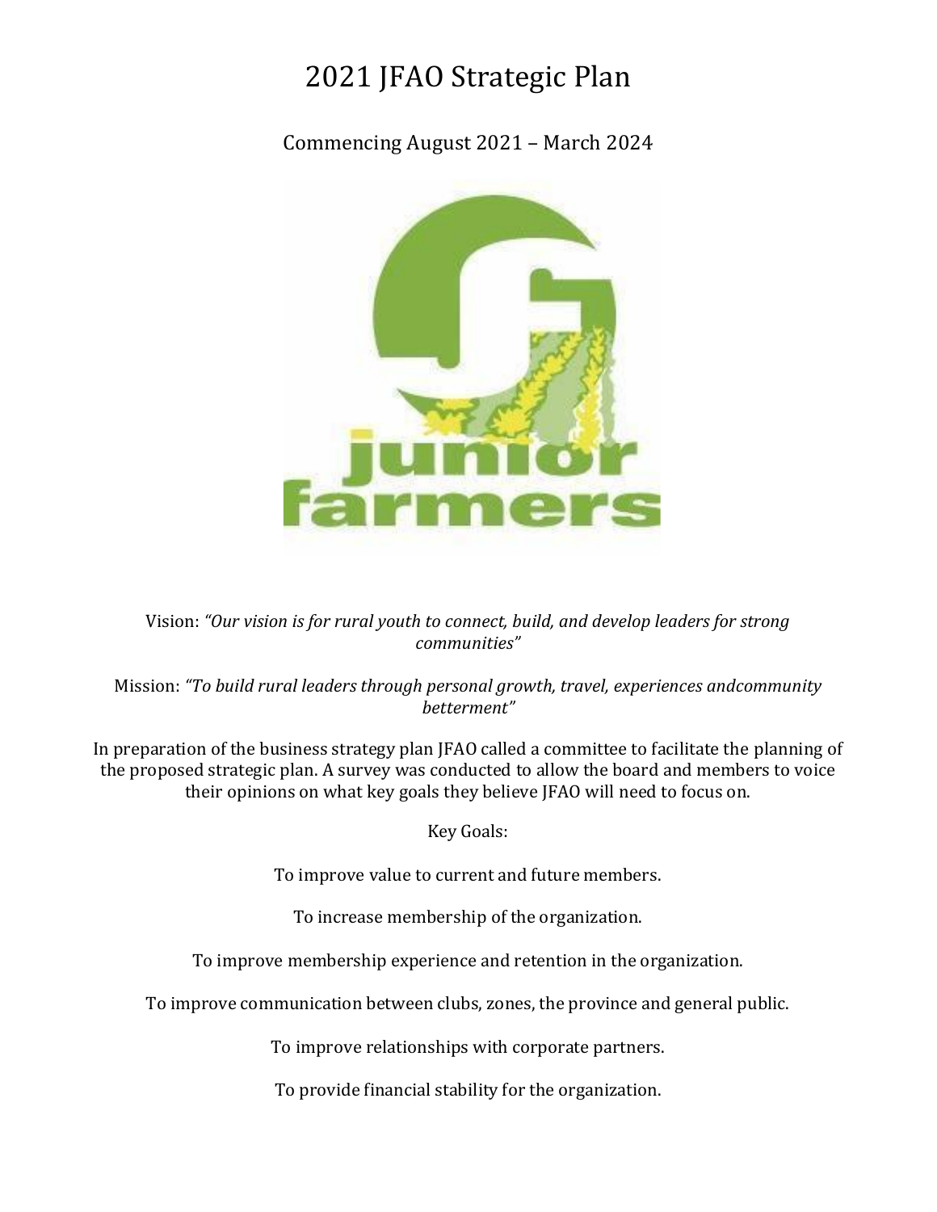# 2021 JFAO Strategic Plan

Commencing August 2021 – March 2024

Vision: *"Our vision is for rural youth to connect, build, and develop leaders for strong communities"*

Mission: *"To build rural leaders through personal growth, travel, experiences andcommunity betterment"*

In preparation of the business strategy plan JFAO called a committee to facilitate the planning of the proposed strategic plan. A survey was conducted to allow the board and members to voice their opinions on what key goals they believe JFAO will need to focus on.

Key Goals:

To improve value to current and future members.

To increase membership of the organization.

To improve membership experience and retention in the organization.

To improve communication between clubs, zones, the province and general public.

To improve relationships with corporate partners.

To provide financial stability for the organization.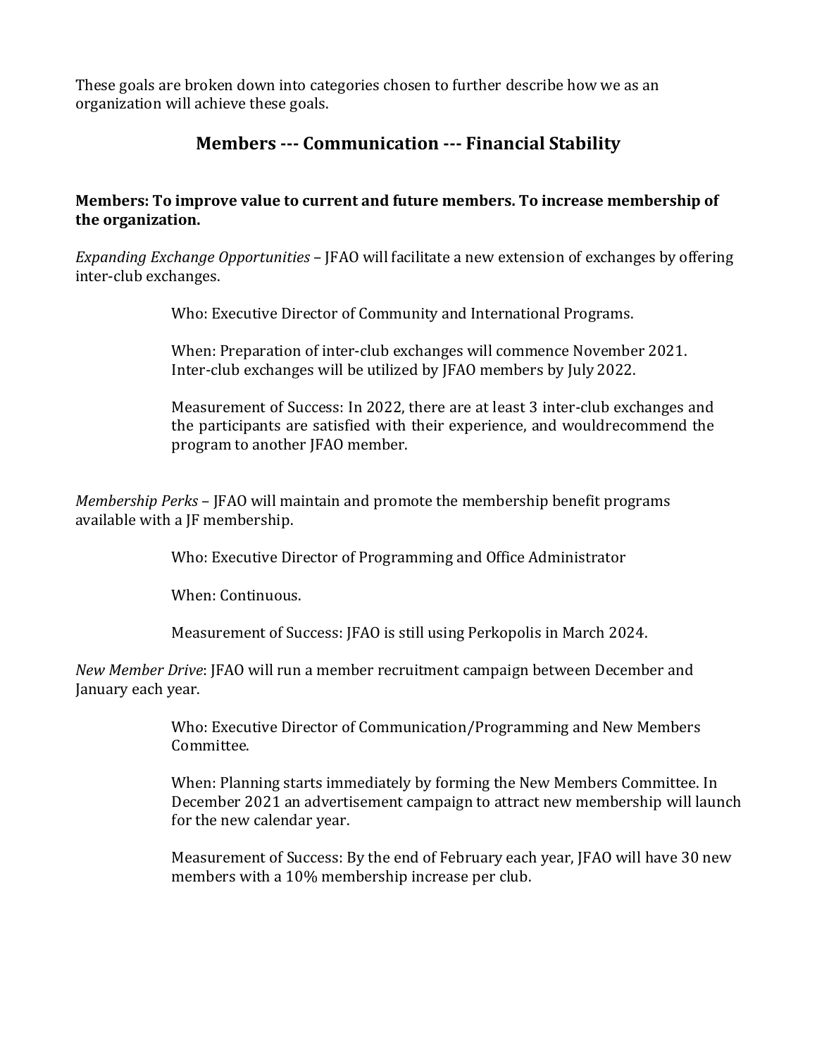These goals are broken down into categories chosen to further describe how we as an organization will achieve these goals.

## Members --- Communication --- Financial Stability

**Members: To improve value to current and future members. To increase membership of the organization.**

*Expanding Exchange Opportunities* – JFAO will facilitate a new extension of exchanges by offering inter-club exchanges.

> Who: Executive Director of Community and International Programs.
>
> When: Preparation of inter-club exchanges will commence November 2021. Inter-club exchanges will be utilized by JFAO members by July 2022.
>
> Measurement of Success: In 2022, there are at least 3 inter-club exchanges and the participants are satisfied with their experience, and wouldrecommend the program to another JFAO member.

*Membership Perks* – JFAO will maintain and promote the membership benefit programs available with a JF membership.

> Who: Executive Director of Programming and Office Administrator
>
> When: Continuous.
>
> Measurement of Success: JFAO is still using Perkopolis in March 2024.

*New Member Drive*: JFAO will run a member recruitment campaign between December and January each year.

> Who: Executive Director of Communication/Programming and New Members Committee.
>
> When: Planning starts immediately by forming the New Members Committee. In December 2021 an advertisement campaign to attract new membership will launch for the new calendar year.
>
> Measurement of Success: By the end of February each year, JFAO will have 30 new members with a 10% membership increase per club.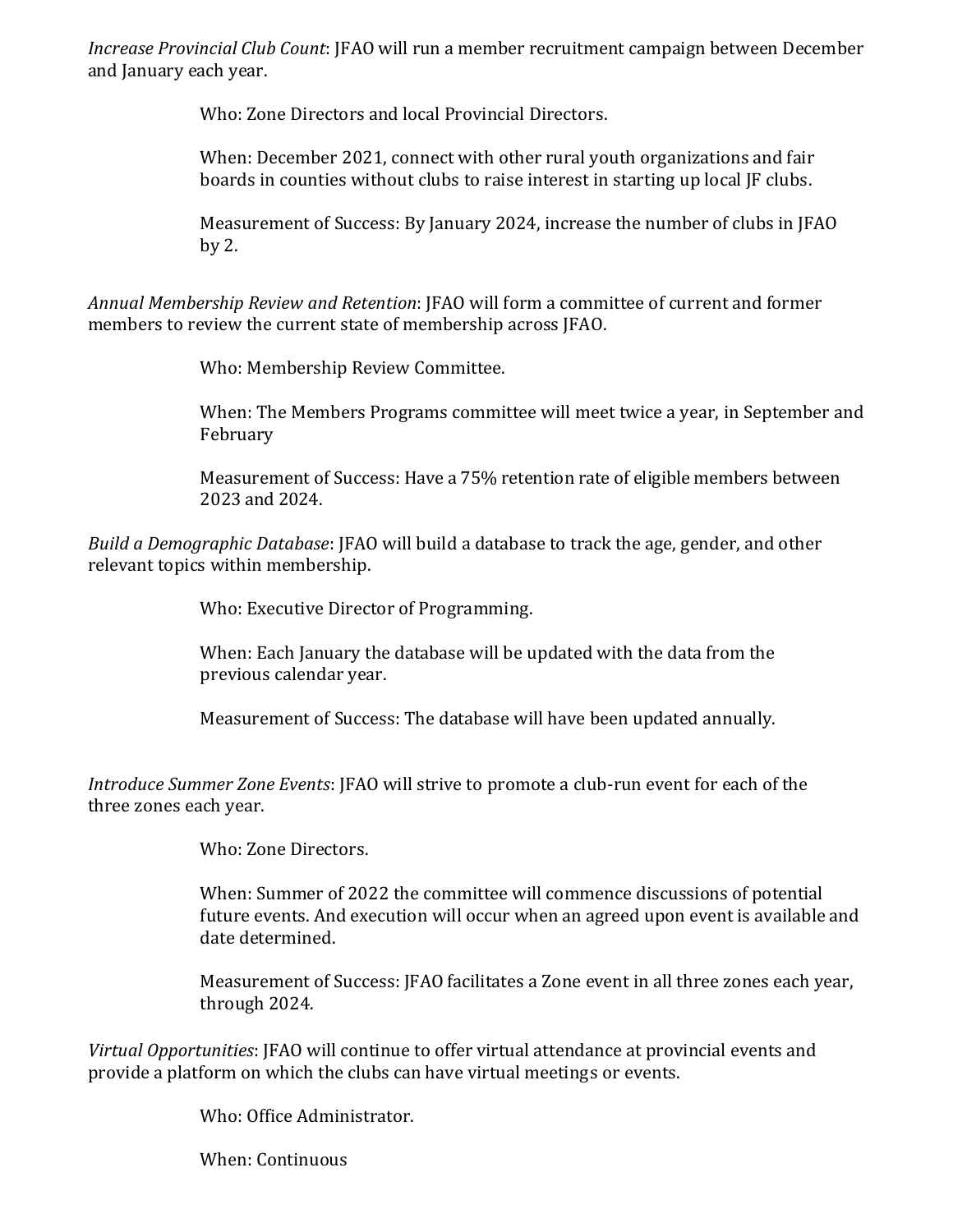*Increase Provincial Club Count*: JFAO will run a member recruitment campaign between December and January each year.

> Who: Zone Directors and local Provincial Directors.
>
> When: December 2021, connect with other rural youth organizations and fair boards in counties without clubs to raise interest in starting up local JF clubs.
>
> Measurement of Success: By January 2024, increase the number of clubs in JFAO by 2.

*Annual Membership Review and Retention*: JFAO will form a committee of current and former members to review the current state of membership across JFAO.

> Who: Membership Review Committee.
>
> When: The Members Programs committee will meet twice a year, in September and February
>
> Measurement of Success: Have a 75% retention rate of eligible members between 2023 and 2024.

*Build a Demographic Database*: JFAO will build a database to track the age, gender, and other relevant topics within membership.

> Who: Executive Director of Programming.
>
> When: Each January the database will be updated with the data from the previous calendar year.
>
> Measurement of Success: The database will have been updated annually.

*Introduce Summer Zone Events*: JFAO will strive to promote a club-run event for each of the three zones each year.

> Who: Zone Directors.
>
> When: Summer of 2022 the committee will commence discussions of potential future events. And execution will occur when an agreed upon event is available and date determined.
>
> Measurement of Success: JFAO facilitates a Zone event in all three zones each year, through 2024.

*Virtual Opportunities*: JFAO will continue to offer virtual attendance at provincial events and provide a platform on which the clubs can have virtual meetings or events.

> Who: Office Administrator.
>
> When: Continuous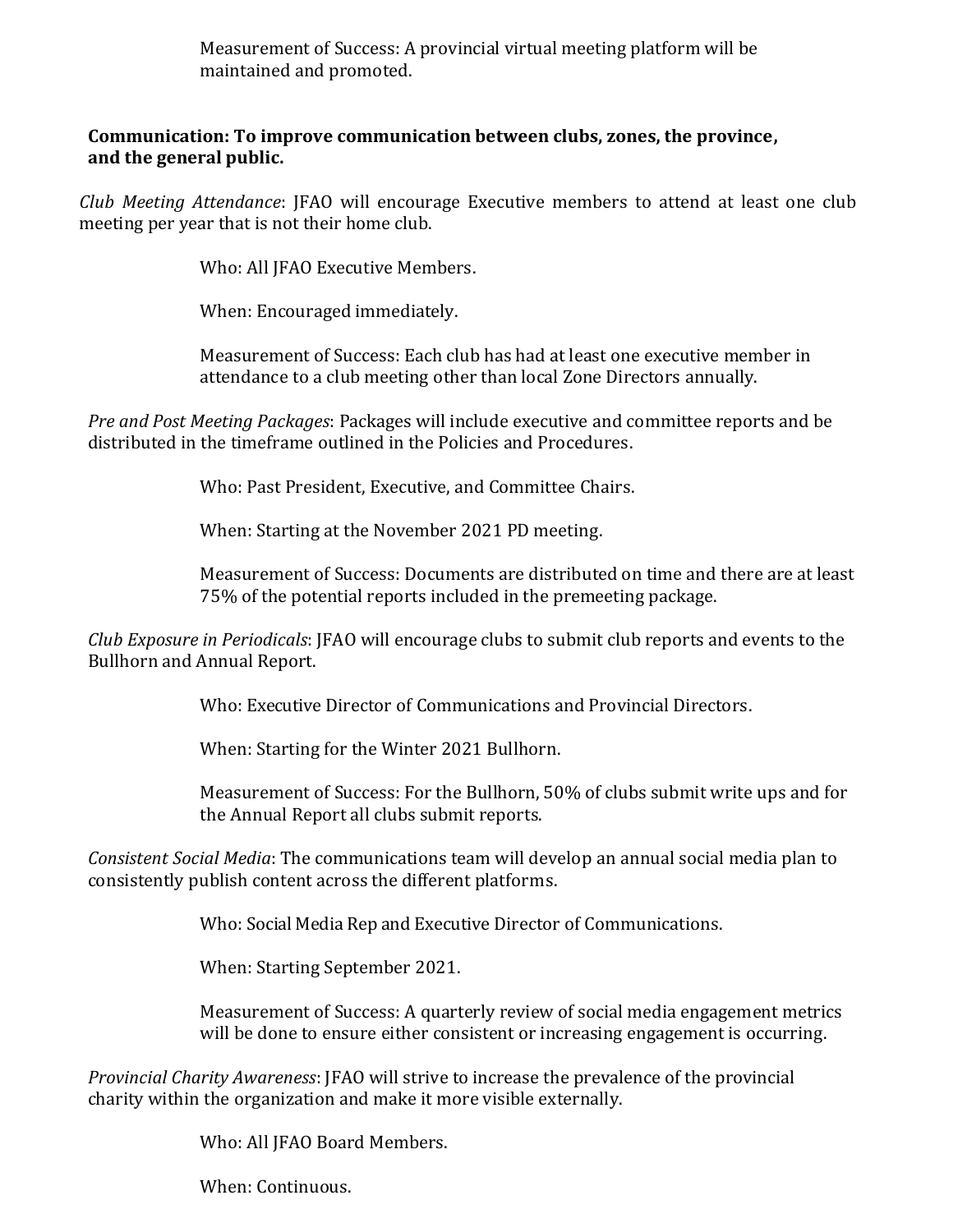Measurement of Success: A provincial virtual meeting platform will be maintained and promoted.

**Communication: To improve communication between clubs, zones, the province, and the general public.**

*Club Meeting Attendance*: JFAO will encourage Executive members to attend at least one club meeting per year that is not their home club.

Who: All JFAO Executive Members.

When: Encouraged immediately.

Measurement of Success: Each club has had at least one executive member in attendance to a club meeting other than local Zone Directors annually.

*Pre and Post Meeting Packages*: Packages will include executive and committee reports and be distributed in the timeframe outlined in the Policies and Procedures.

Who: Past President, Executive, and Committee Chairs.

When: Starting at the November 2021 PD meeting.

Measurement of Success: Documents are distributed on time and there are at least 75% of the potential reports included in the premeeting package.

*Club Exposure in Periodicals*: JFAO will encourage clubs to submit club reports and events to the Bullhorn and Annual Report.

Who: Executive Director of Communications and Provincial Directors.

When: Starting for the Winter 2021 Bullhorn.

Measurement of Success: For the Bullhorn, 50% of clubs submit write ups and for the Annual Report all clubs submit reports.

*Consistent Social Media*: The communications team will develop an annual social media plan to consistently publish content across the different platforms.

Who: Social Media Rep and Executive Director of Communications.

When: Starting September 2021.

Measurement of Success: A quarterly review of social media engagement metrics will be done to ensure either consistent or increasing engagement is occurring.

*Provincial Charity Awareness*: JFAO will strive to increase the prevalence of the provincial charity within the organization and make it more visible externally.

Who: All JFAO Board Members.

When: Continuous.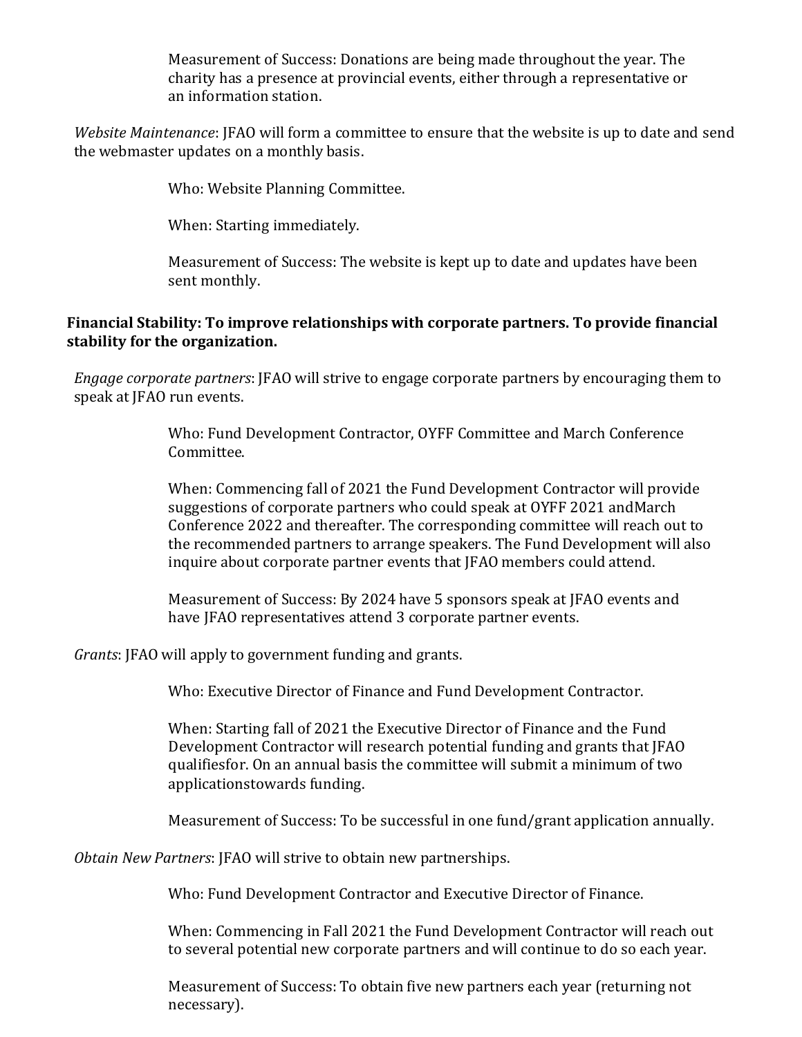Measurement of Success: Donations are being made throughout the year. The charity has a presence at provincial events, either through a representative or an information station.

*Website Maintenance*: JFAO will form a committee to ensure that the website is up to date and send the webmaster updates on a monthly basis.

Who: Website Planning Committee.

When: Starting immediately.

Measurement of Success: The website is kept up to date and updates have been sent monthly.

**Financial Stability: To improve relationships with corporate partners. To provide financial stability for the organization.**

*Engage corporate partners*: JFAO will strive to engage corporate partners by encouraging them to speak at JFAO run events.

Who: Fund Development Contractor, OYFF Committee and March Conference Committee.

When: Commencing fall of 2021 the Fund Development Contractor will provide suggestions of corporate partners who could speak at OYFF 2021 andMarch Conference 2022 and thereafter. The corresponding committee will reach out to the recommended partners to arrange speakers. The Fund Development will also inquire about corporate partner events that JFAO members could attend.

Measurement of Success: By 2024 have 5 sponsors speak at JFAO events and have JFAO representatives attend 3 corporate partner events.

*Grants*: JFAO will apply to government funding and grants.

Who: Executive Director of Finance and Fund Development Contractor.

When: Starting fall of 2021 the Executive Director of Finance and the Fund Development Contractor will research potential funding and grants that JFAO qualifiesfor. On an annual basis the committee will submit a minimum of two applicationstowards funding.

Measurement of Success: To be successful in one fund/grant application annually.

*Obtain New Partners*: JFAO will strive to obtain new partnerships.

Who: Fund Development Contractor and Executive Director of Finance.

When: Commencing in Fall 2021 the Fund Development Contractor will reach out to several potential new corporate partners and will continue to do so each year.

Measurement of Success: To obtain five new partners each year (returning not necessary).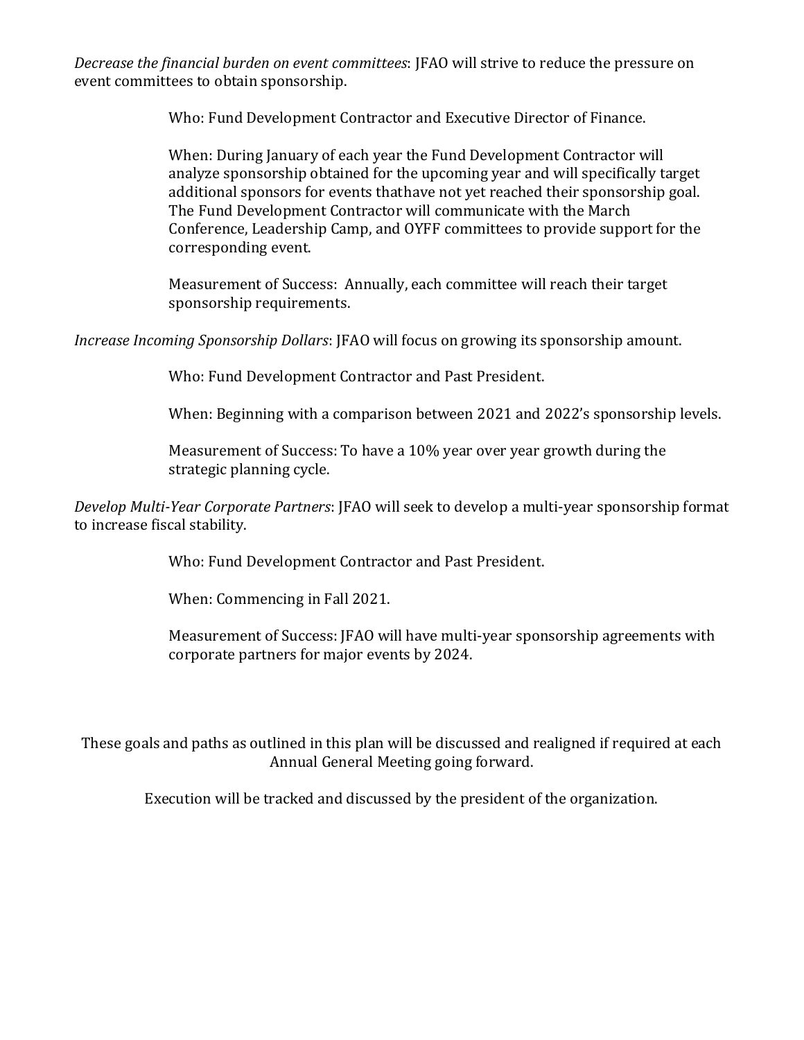*Decrease the financial burden on event committees*: JFAO will strive to reduce the pressure on event committees to obtain sponsorship.

Who: Fund Development Contractor and Executive Director of Finance.

When: During January of each year the Fund Development Contractor will analyze sponsorship obtained for the upcoming year and will specifically target additional sponsors for events thathave not yet reached their sponsorship goal. The Fund Development Contractor will communicate with the March Conference, Leadership Camp, and OYFF committees to provide support for the corresponding event.

Measurement of Success: Annually, each committee will reach their target sponsorship requirements.

*Increase Incoming Sponsorship Dollars*: JFAO will focus on growing its sponsorship amount.

Who: Fund Development Contractor and Past President.

When: Beginning with a comparison between 2021 and 2022's sponsorship levels.

Measurement of Success: To have a 10% year over year growth during the strategic planning cycle.

*Develop Multi-Year Corporate Partners*: JFAO will seek to develop a multi-year sponsorship format to increase fiscal stability.

Who: Fund Development Contractor and Past President.

When: Commencing in Fall 2021.

Measurement of Success: JFAO will have multi-year sponsorship agreements with corporate partners for major events by 2024.

These goals and paths as outlined in this plan will be discussed and realigned if required at each Annual General Meeting going forward.

Execution will be tracked and discussed by the president of the organization.